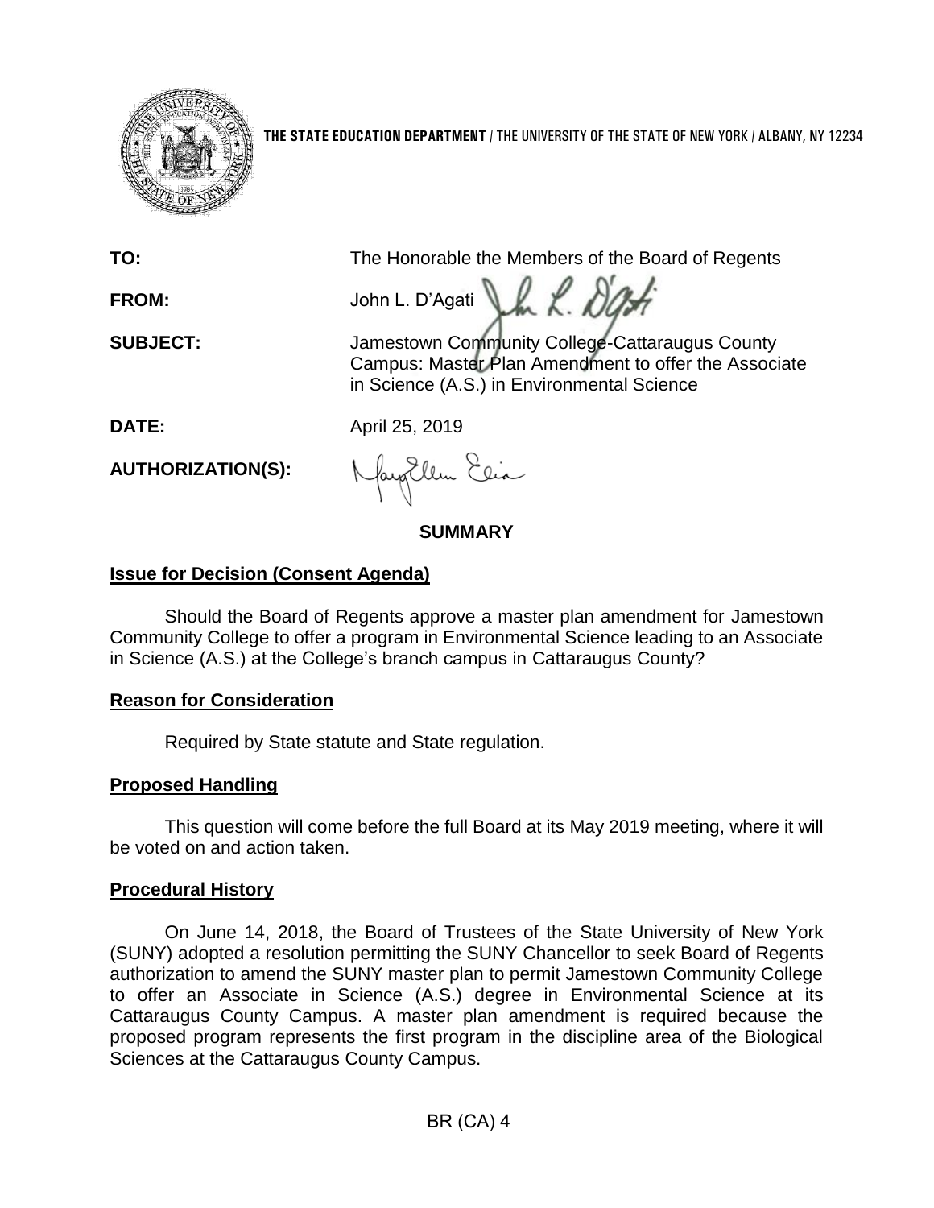THE STATE EDUCATION DEPARTMENT / THE UNIVERSITY OF THE STATE OF NEW YORK / ALBANY, NY 12234

**TO:** The Honorable the Members of the Board of Regents

**FROM:** John L. D'Agati

**SUBJECT:** Jamestown Community College-Cattaraugus County Campus: Master Plan Amendment to offer the Associate in Science (A.S.) in Environmental Science

**DATE:** April 25, 2019

**AUTHORIZATION(S):**

## SUMMARY

### Issue for Decision (Consent Agenda)

Should the Board of Regents approve a master plan amendment for Jamestown Community College to offer a program in Environmental Science leading to an Associate in Science (A.S.) at the College's branch campus in Cattaraugus County?

### Reason for Consideration

Required by State statute and State regulation.

### Proposed Handling

This question will come before the full Board at its May 2019 meeting, where it will be voted on and action taken.

### Procedural History

On June 14, 2018, the Board of Trustees of the State University of New York (SUNY) adopted a resolution permitting the SUNY Chancellor to seek Board of Regents authorization to amend the SUNY master plan to permit Jamestown Community College to offer an Associate in Science (A.S.) degree in Environmental Science at its Cattaraugus County Campus. A master plan amendment is required because the proposed program represents the first program in the discipline area of the Biological Sciences at the Cattaraugus County Campus.

BR (CA) 4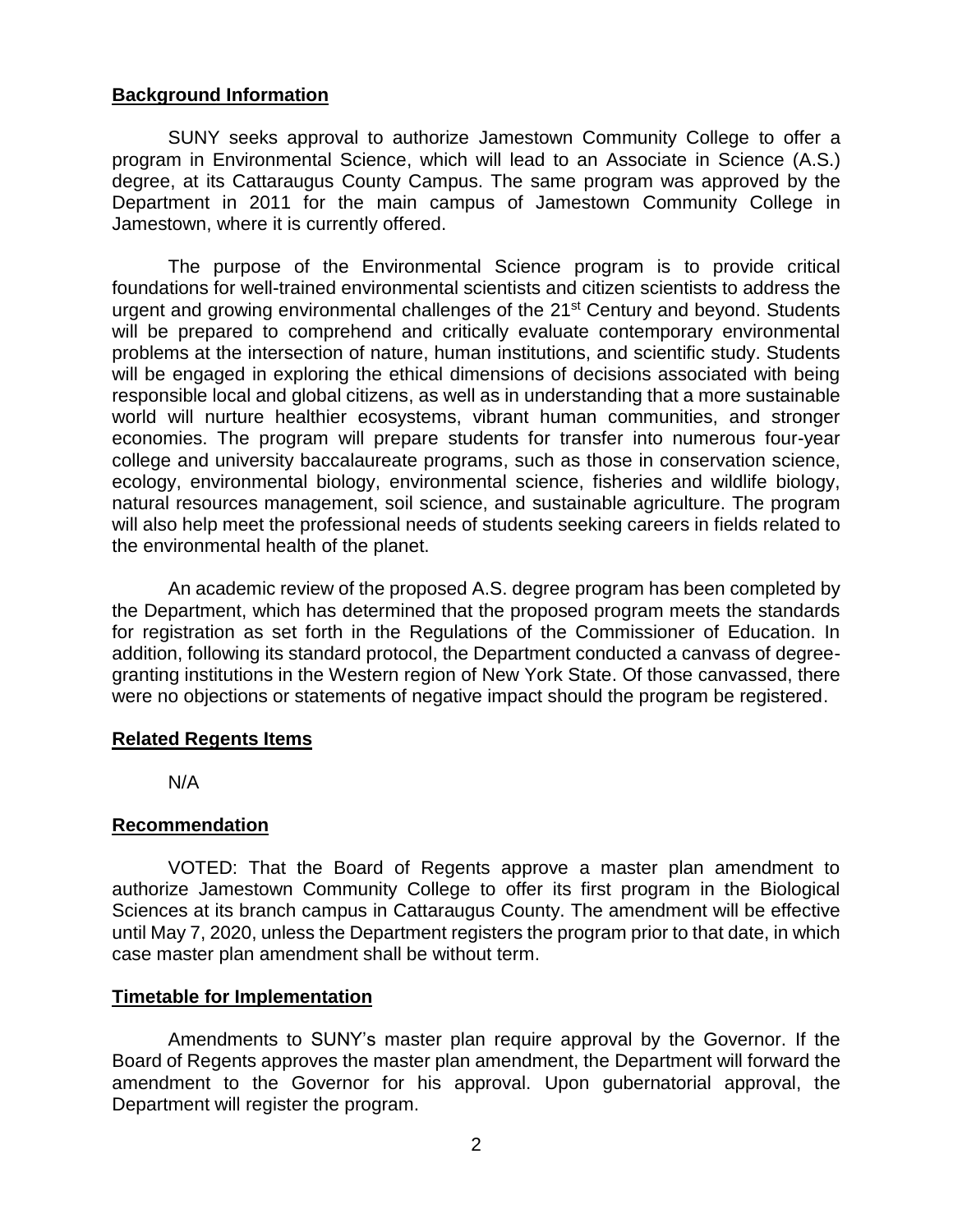## Background Information

SUNY seeks approval to authorize Jamestown Community College to offer a program in Environmental Science, which will lead to an Associate in Science (A.S.) degree, at its Cattaraugus County Campus. The same program was approved by the Department in 2011 for the main campus of Jamestown Community College in Jamestown, where it is currently offered.

The purpose of the Environmental Science program is to provide critical foundations for well-trained environmental scientists and citizen scientists to address the urgent and growing environmental challenges of the 21st Century and beyond. Students will be prepared to comprehend and critically evaluate contemporary environmental problems at the intersection of nature, human institutions, and scientific study. Students will be engaged in exploring the ethical dimensions of decisions associated with being responsible local and global citizens, as well as in understanding that a more sustainable world will nurture healthier ecosystems, vibrant human communities, and stronger economies. The program will prepare students for transfer into numerous four-year college and university baccalaureate programs, such as those in conservation science, ecology, environmental biology, environmental science, fisheries and wildlife biology, natural resources management, soil science, and sustainable agriculture. The program will also help meet the professional needs of students seeking careers in fields related to the environmental health of the planet.

An academic review of the proposed A.S. degree program has been completed by the Department, which has determined that the proposed program meets the standards for registration as set forth in the Regulations of the Commissioner of Education. In addition, following its standard protocol, the Department conducted a canvass of degree-granting institutions in the Western region of New York State. Of those canvassed, there were no objections or statements of negative impact should the program be registered.

## Related Regents Items

N/A

## Recommendation

VOTED: That the Board of Regents approve a master plan amendment to authorize Jamestown Community College to offer its first program in the Biological Sciences at its branch campus in Cattaraugus County. The amendment will be effective until May 7, 2020, unless the Department registers the program prior to that date, in which case master plan amendment shall be without term.

## Timetable for Implementation

Amendments to SUNY's master plan require approval by the Governor. If the Board of Regents approves the master plan amendment, the Department will forward the amendment to the Governor for his approval. Upon gubernatorial approval, the Department will register the program.